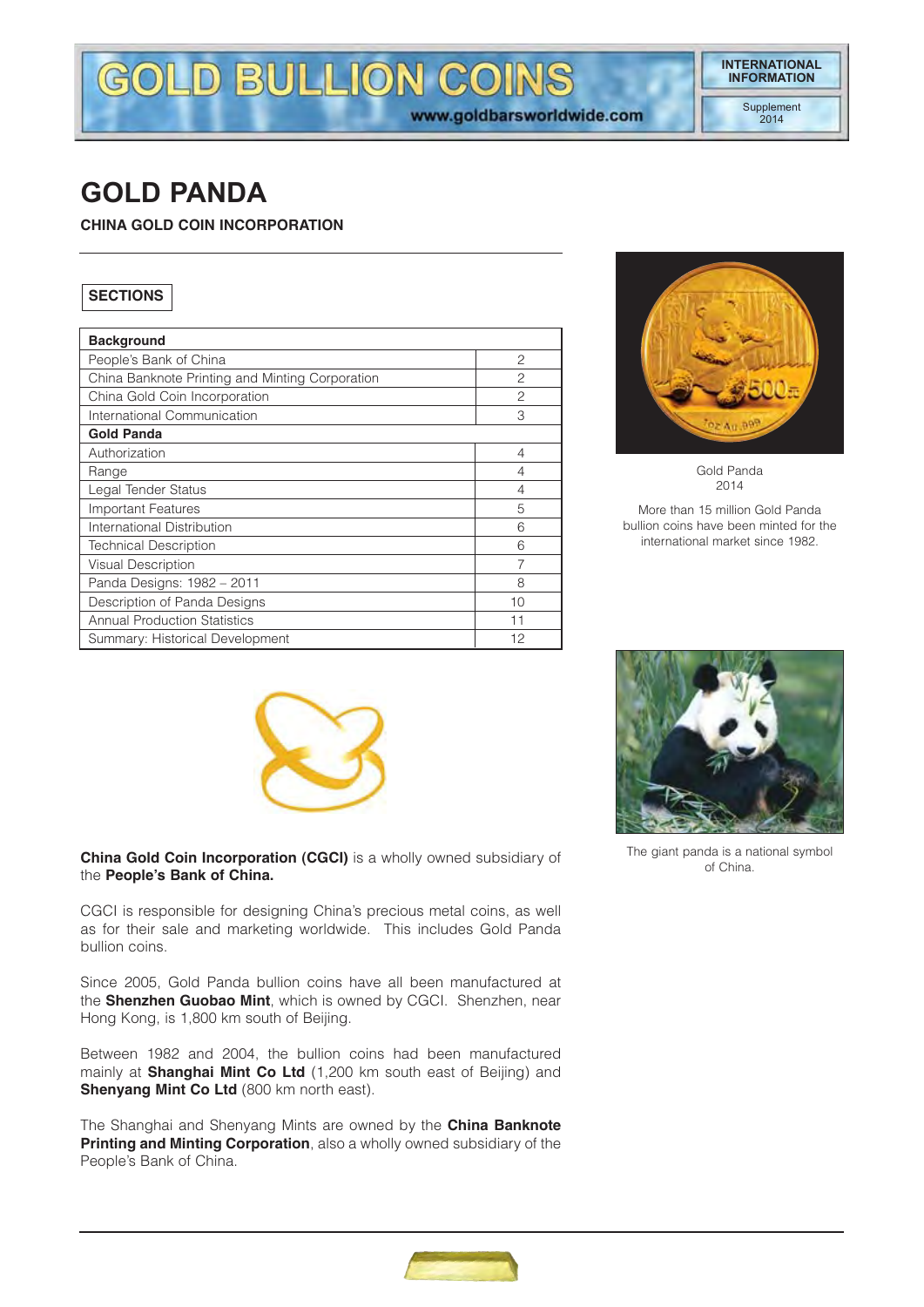# GOLD PANDA

**CHINA GOLD COIN INCORPORATION**

**SECTIONS**

| Background | |
|---|---|
| People's Bank of China | 2 |
| China Banknote Printing and Minting Corporation | 2 |
| China Gold Coin Incorporation | 2 |
| International Communication | 3 |
| **Gold Panda** | |
| Authorization | 4 |
| Range | 4 |
| Legal Tender Status | 4 |
| Important Features | 5 |
| International Distribution | 6 |
| Technical Description | 6 |
| Visual Description | 7 |
| Panda Designs: 1982 – 2011 | 8 |
| Description of Panda Designs | 10 |
| Annual Production Statistics | 11 |
| Summary: Historical Development | 12 |

Gold Panda
2014

More than 15 million Gold Panda bullion coins have been minted for the international market since 1982.

The giant panda is a national symbol of China.

**China Gold Coin Incorporation (CGCI)** is a wholly owned subsidiary of the **People's Bank of China.**

CGCI is responsible for designing China's precious metal coins, as well as for their sale and marketing worldwide. This includes Gold Panda bullion coins.

Since 2005, Gold Panda bullion coins have all been manufactured at the **Shenzhen Guobao Mint**, which is owned by CGCI. Shenzhen, near Hong Kong, is 1,800 km south of Beijing.

Between 1982 and 2004, the bullion coins had been manufactured mainly at **Shanghai Mint Co Ltd** (1,200 km south east of Beijing) and **Shenyang Mint Co Ltd** (800 km north east).

The Shanghai and Shenyang Mints are owned by the **China Banknote Printing and Minting Corporation**, also a wholly owned subsidiary of the People's Bank of China.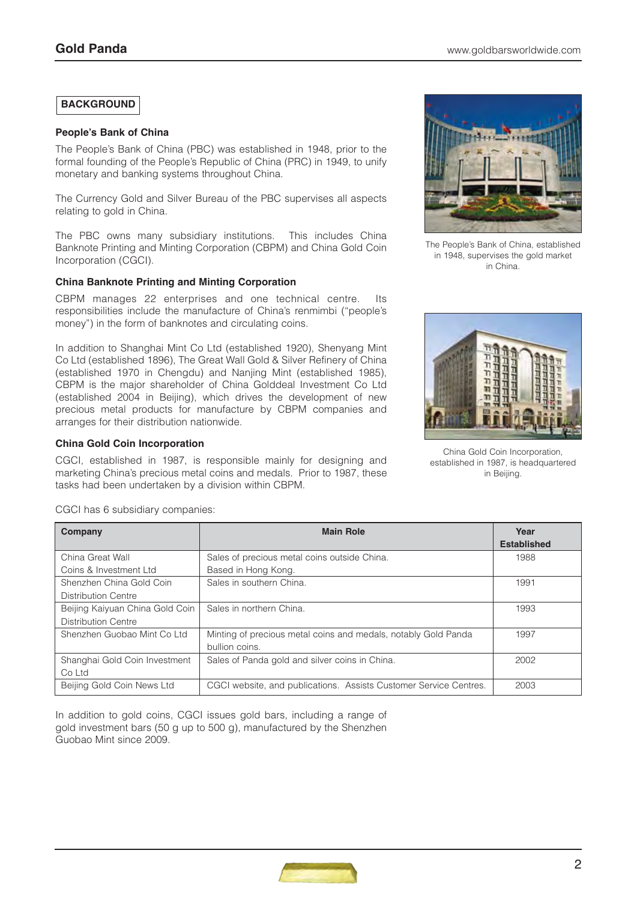## BACKGROUND

### People's Bank of China

The People's Bank of China (PBC) was established in 1948, prior to the formal founding of the People's Republic of China (PRC) in 1949, to unify monetary and banking systems throughout China.

The Currency Gold and Silver Bureau of the PBC supervises all aspects relating to gold in China.

The PBC owns many subsidiary institutions. This includes China Banknote Printing and Minting Corporation (CBPM) and China Gold Coin Incorporation (CGCI).

The People's Bank of China, established in 1948, supervises the gold market in China.

### China Banknote Printing and Minting Corporation

CBPM manages 22 enterprises and one technical centre. Its responsibilities include the manufacture of China's renmimbi ("people's money") in the form of banknotes and circulating coins.

In addition to Shanghai Mint Co Ltd (established 1920), Shenyang Mint Co Ltd (established 1896), The Great Wall Gold & Silver Refinery of China (established 1970 in Chengdu) and Nanjing Mint (established 1985), CBPM is the major shareholder of China Golddeal Investment Co Ltd (established 2004 in Beijing), which drives the development of new precious metal products for manufacture by CBPM companies and arranges for their distribution nationwide.

### China Gold Coin Incorporation

CGCI, established in 1987, is responsible mainly for designing and marketing China's precious metal coins and medals. Prior to 1987, these tasks had been undertaken by a division within CBPM.

China Gold Coin Incorporation, established in 1987, is headquartered in Beijing.

CGCI has 6 subsidiary companies:

| Company | Main Role | Year Established |
|---|---|---|
| China Great Wall Coins & Investment Ltd | Sales of precious metal coins outside China. Based in Hong Kong. | 1988 |
| Shenzhen China Gold Coin Distribution Centre | Sales in southern China. | 1991 |
| Beijing Kaiyuan China Gold Coin Distribution Centre | Sales in northern China. | 1993 |
| Shenzhen Guobao Mint Co Ltd | Minting of precious metal coins and medals, notably Gold Panda bullion coins. | 1997 |
| Shanghai Gold Coin Investment Co Ltd | Sales of Panda gold and silver coins in China. | 2002 |
| Beijing Gold Coin News Ltd | CGCI website, and publications. Assists Customer Service Centres. | 2003 |

In addition to gold coins, CGCI issues gold bars, including a range of gold investment bars (50 g up to 500 g), manufactured by the Shenzhen Guobao Mint since 2009.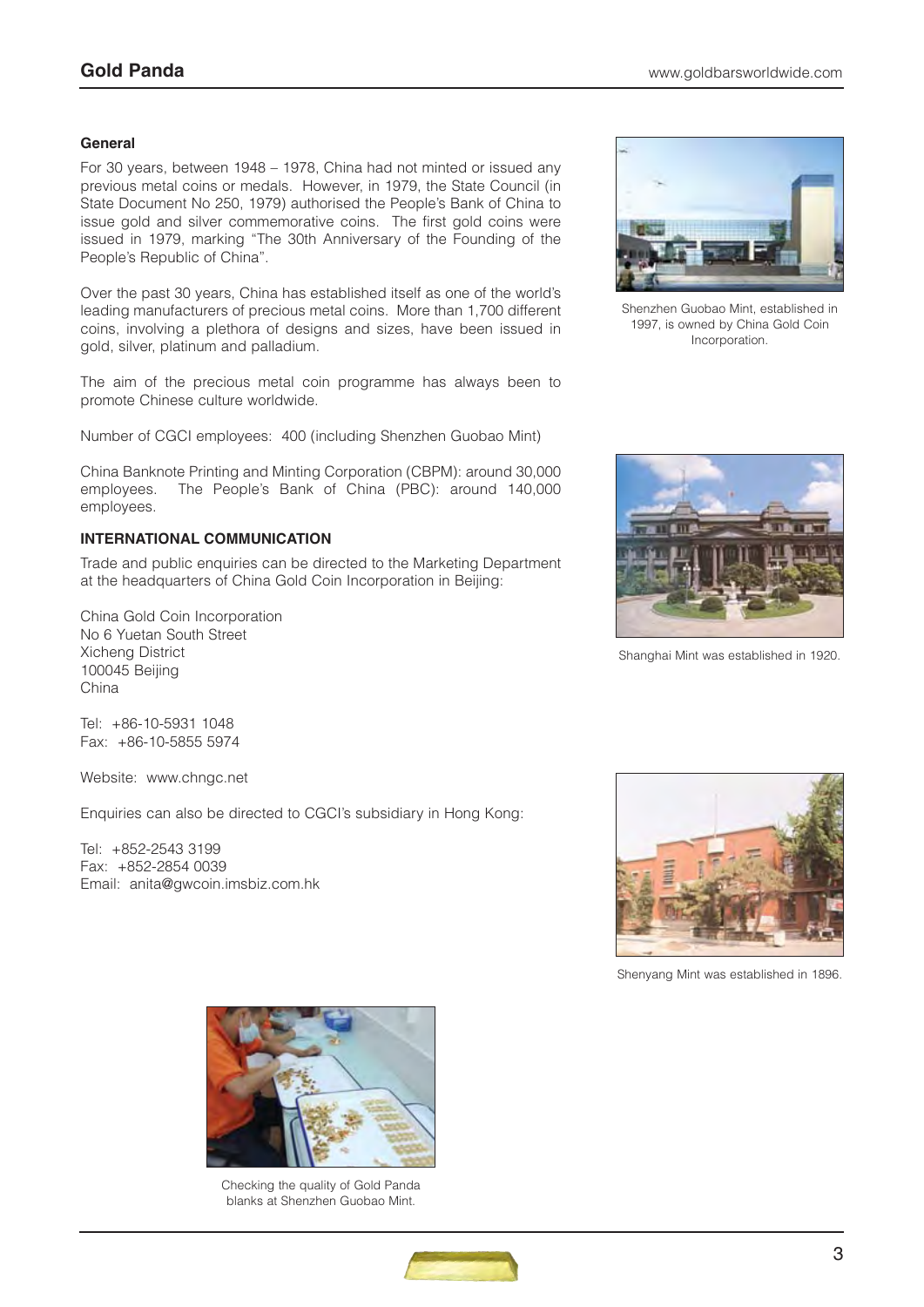### General

For 30 years, between 1948 – 1978, China had not minted or issued any previous metal coins or medals. However, in 1979, the State Council (in State Document No 250, 1979) authorised the People's Bank of China to issue gold and silver commemorative coins. The first gold coins were issued in 1979, marking "The 30th Anniversary of the Founding of the People's Republic of China".

Over the past 30 years, China has established itself as one of the world's leading manufacturers of precious metal coins. More than 1,700 different coins, involving a plethora of designs and sizes, have been issued in gold, silver, platinum and palladium.

The aim of the precious metal coin programme has always been to promote Chinese culture worldwide.

Number of CGCI employees: 400 (including Shenzhen Guobao Mint)

China Banknote Printing and Minting Corporation (CBPM): around 30,000 employees. The People's Bank of China (PBC): around 140,000 employees.

### INTERNATIONAL COMMUNICATION

Trade and public enquiries can be directed to the Marketing Department at the headquarters of China Gold Coin Incorporation in Beijing:

China Gold Coin Incorporation
No 6 Yuetan South Street
Xicheng District
100045 Beijing
China

Tel: +86-10-5931 1048
Fax: +86-10-5855 5974

Website: www.chngc.net

Enquiries can also be directed to CGCI's subsidiary in Hong Kong:

Tel: +852-2543 3199
Fax: +852-2854 0039
Email: anita@gwcoin.imsbiz.com.hk

Shenzhen Guobao Mint, established in 1997, is owned by China Gold Coin Incorporation.

Shanghai Mint was established in 1920.

Shenyang Mint was established in 1896.

Checking the quality of Gold Panda blanks at Shenzhen Guobao Mint.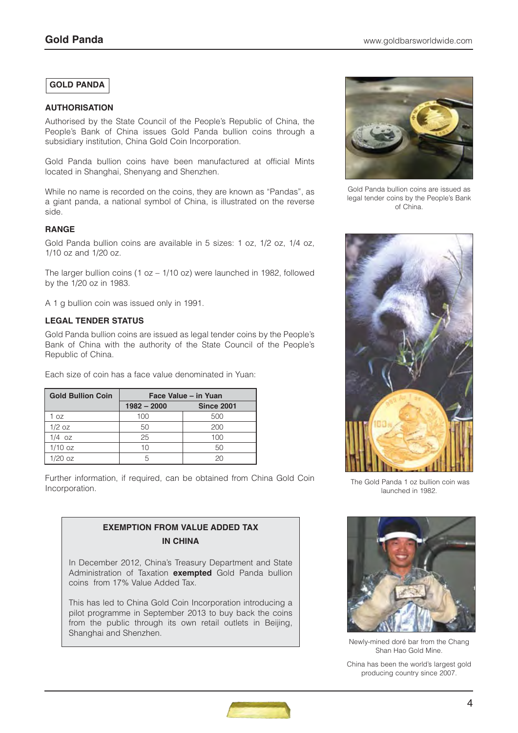# GOLD PANDA

### AUTHORISATION

Authorised by the State Council of the People's Republic of China, the People's Bank of China issues Gold Panda bullion coins through a subsidiary institution, China Gold Coin Incorporation.

Gold Panda bullion coins have been manufactured at official Mints located in Shanghai, Shenyang and Shenzhen.

While no name is recorded on the coins, they are known as "Pandas", as a giant panda, a national symbol of China, is illustrated on the reverse side.

### RANGE

Gold Panda bullion coins are available in 5 sizes: 1 oz, 1/2 oz, 1/4 oz, 1/10 oz and 1/20 oz.

The larger bullion coins (1 oz – 1/10 oz) were launched in 1982, followed by the 1/20 oz in 1983.

A 1 g bullion coin was issued only in 1991.

### LEGAL TENDER STATUS

Gold Panda bullion coins are issued as legal tender coins by the People's Bank of China with the authority of the State Council of the People's Republic of China.

Each size of coin has a face value denominated in Yuan:

| Gold Bullion Coin | Face Value – in Yuan | |
|---|---|---|
| | 1982 – 2000 | Since 2001 |
| 1 oz | 100 | 500 |
| 1/2 oz | 50 | 200 |
| 1/4 oz | 25 | 100 |
| 1/10 oz | 10 | 50 |
| 1/20 oz | 5 | 20 |

Further information, if required, can be obtained from China Gold Coin Incorporation.

### EXEMPTION FROM VALUE ADDED TAX IN CHINA

In December 2012, China's Treasury Department and State Administration of Taxation **exempted** Gold Panda bullion coins from 17% Value Added Tax.

This has led to China Gold Coin Incorporation introducing a pilot programme in September 2013 to buy back the coins from the public through its own retail outlets in Beijing, Shanghai and Shenzhen.

Gold Panda bullion coins are issued as legal tender coins by the People's Bank of China.

The Gold Panda 1 oz bullion coin was launched in 1982.

Newly-mined doré bar from the Chang Shan Hao Gold Mine.

China has been the world's largest gold producing country since 2007.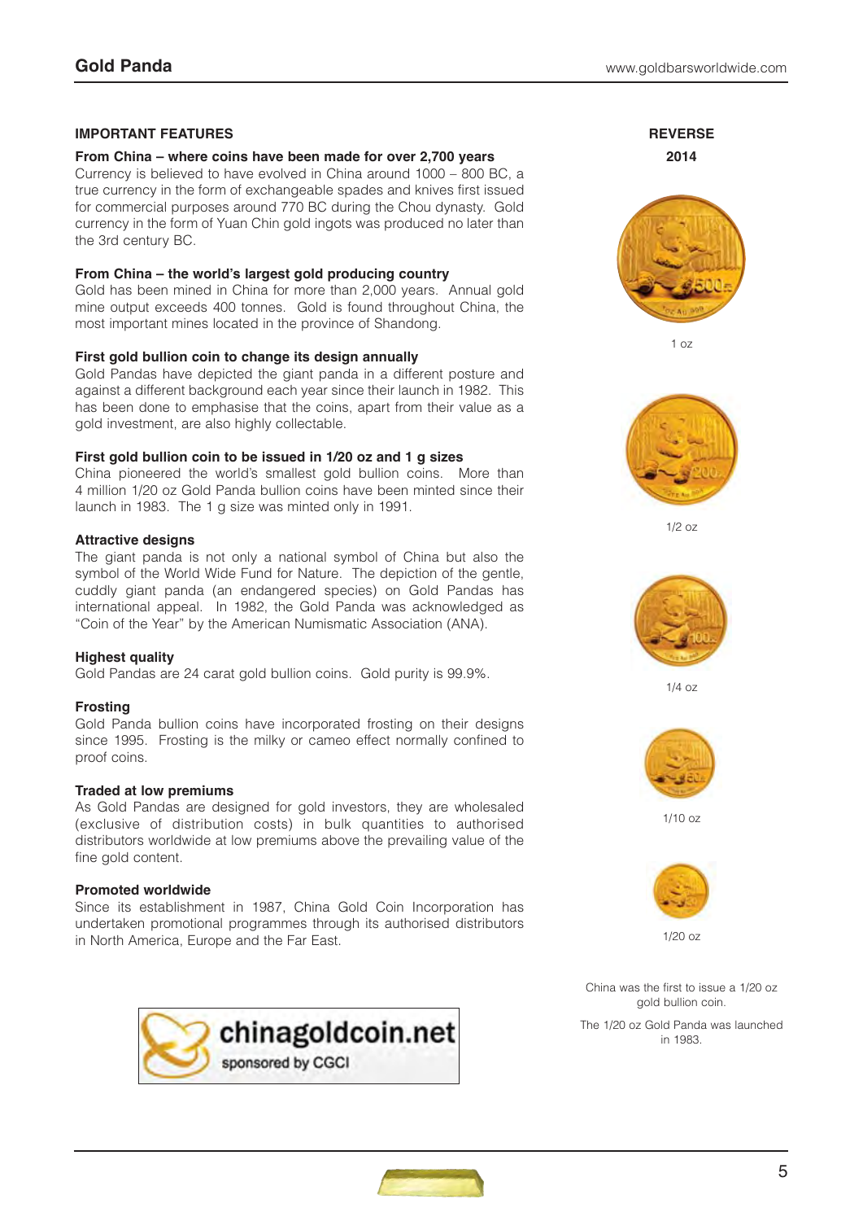## IMPORTANT FEATURES

**From China – where coins have been made for over 2,700 years**
Currency is believed to have evolved in China around 1000 – 800 BC, a true currency in the form of exchangeable spades and knives first issued for commercial purposes around 770 BC during the Chou dynasty. Gold currency in the form of Yuan Chin gold ingots was produced no later than the 3rd century BC.

**From China – the world's largest gold producing country**
Gold has been mined in China for more than 2,000 years. Annual gold mine output exceeds 400 tonnes. Gold is found throughout China, the most important mines located in the province of Shandong.

**First gold bullion coin to change its design annually**
Gold Pandas have depicted the giant panda in a different posture and against a different background each year since their launch in 1982. This has been done to emphasise that the coins, apart from their value as a gold investment, are also highly collectable.

**First gold bullion coin to be issued in 1/20 oz and 1 g sizes**
China pioneered the world's smallest gold bullion coins. More than 4 million 1/20 oz Gold Panda bullion coins have been minted since their launch in 1983. The 1 g size was minted only in 1991.

**Attractive designs**
The giant panda is not only a national symbol of China but also the symbol of the World Wide Fund for Nature. The depiction of the gentle, cuddly giant panda (an endangered species) on Gold Pandas has international appeal. In 1982, the Gold Panda was acknowledged as "Coin of the Year" by the American Numismatic Association (ANA).

**Highest quality**
Gold Pandas are 24 carat gold bullion coins. Gold purity is 99.9%.

**Frosting**
Gold Panda bullion coins have incorporated frosting on their designs since 1995. Frosting is the milky or cameo effect normally confined to proof coins.

**Traded at low premiums**
As Gold Pandas are designed for gold investors, they are wholesaled (exclusive of distribution costs) in bulk quantities to authorised distributors worldwide at low premiums above the prevailing value of the fine gold content.

**Promoted worldwide**
Since its establishment in 1987, China Gold Coin Incorporation has undertaken promotional programmes through its authorised distributors in North America, Europe and the Far East.

chinagoldcoin.net
sponsored by CGCI

**REVERSE**

**2014**

1 oz

1/2 oz

1/4 oz

1/10 oz

1/20 oz

China was the first to issue a 1/20 oz gold bullion coin.

The 1/20 oz Gold Panda was launched in 1983.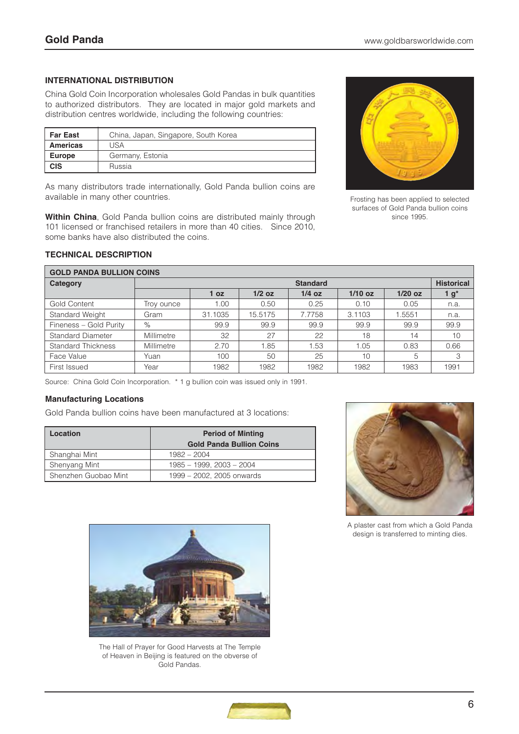## INTERNATIONAL DISTRIBUTION

China Gold Coin Incorporation wholesales Gold Pandas in bulk quantities to authorized distributors. They are located in major gold markets and distribution centres worldwide, including the following countries:

| | |
|---|---|
| **Far East** | China, Japan, Singapore, South Korea |
| **Americas** | USA |
| **Europe** | Germany, Estonia |
| **CIS** | Russia |

As many distributors trade internationally, Gold Panda bullion coins are available in many other countries.

**Within China**, Gold Panda bullion coins are distributed mainly through 101 licensed or franchised retailers in more than 40 cities. Since 2010, some banks have also distributed the coins.

Frosting has been applied to selected surfaces of Gold Panda bullion coins since 1995.

## TECHNICAL DESCRIPTION

| GOLD PANDA BULLION COINS | | | | | | | |
|---|---|---|---|---|---|---|---|
| **Category** | | **Standard** | | | | | **Historical** |
| | | **1 oz** | **1/2 oz** | **1/4 oz** | **1/10 oz** | **1/20 oz** | **1 g*** |
| Gold Content | Troy ounce | 1.00 | 0.50 | 0.25 | 0.10 | 0.05 | n.a. |
| Standard Weight | Gram | 31.1035 | 15.5175 | 7.7758 | 3.1103 | 1.5551 | n.a. |
| Fineness – Gold Purity | % | 99.9 | 99.9 | 99.9 | 99.9 | 99.9 | 99.9 |
| Standard Diameter | Millimetre | 32 | 27 | 22 | 18 | 14 | 10 |
| Standard Thickness | Millimetre | 2.70 | 1.85 | 1.53 | 1.05 | 0.83 | 0.66 |
| Face Value | Yuan | 100 | 50 | 25 | 10 | 5 | 3 |
| First Issued | Year | 1982 | 1982 | 1982 | 1982 | 1983 | 1991 |

Source: China Gold Coin Incorporation. * 1 g bullion coin was issued only in 1991.

### Manufacturing Locations

Gold Panda bullion coins have been manufactured at 3 locations:

| Location | Period of Minting Gold Panda Bullion Coins |
|---|---|
| Shanghai Mint | 1982 – 2004 |
| Shenyang Mint | 1985 – 1999, 2003 – 2004 |
| Shenzhen Guobao Mint | 1999 – 2002, 2005 onwards |

A plaster cast from which a Gold Panda design is transferred to minting dies.

The Hall of Prayer for Good Harvests at The Temple of Heaven in Beijing is featured on the obverse of Gold Pandas.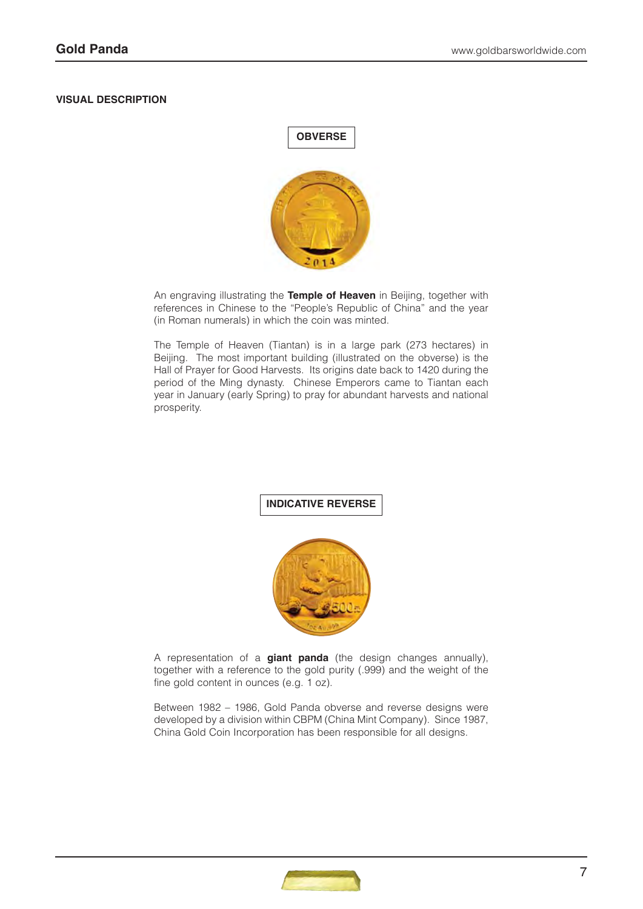### VISUAL DESCRIPTION

**OBVERSE**

An engraving illustrating the **Temple of Heaven** in Beijing, together with references in Chinese to the "People's Republic of China" and the year (in Roman numerals) in which the coin was minted.

The Temple of Heaven (Tiantan) is in a large park (273 hectares) in Beijing. The most important building (illustrated on the obverse) is the Hall of Prayer for Good Harvests. Its origins date back to 1420 during the period of the Ming dynasty. Chinese Emperors came to Tiantan each year in January (early Spring) to pray for abundant harvests and national prosperity.

**INDICATIVE REVERSE**

A representation of a **giant panda** (the design changes annually), together with a reference to the gold purity (.999) and the weight of the fine gold content in ounces (e.g. 1 oz).

Between 1982 – 1986, Gold Panda obverse and reverse designs were developed by a division within CBPM (China Mint Company). Since 1987, China Gold Coin Incorporation has been responsible for all designs.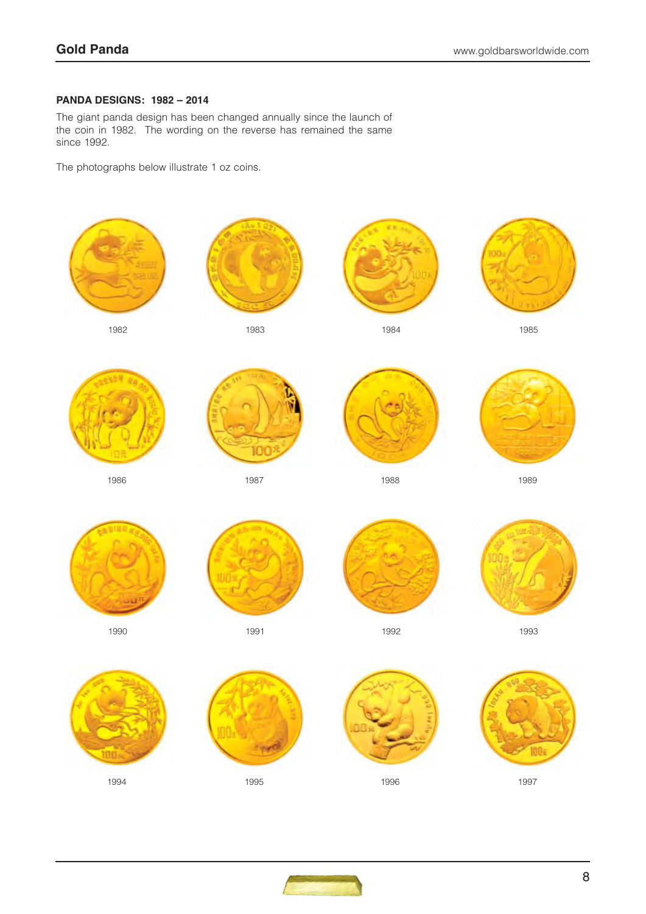## PANDA DESIGNS: 1982 – 2014

The giant panda design has been changed annually since the launch of the coin in 1982. The wording on the reverse has remained the same since 1992.

The photographs below illustrate 1 oz coins.

1982

1983

1984

1985

1986

1987

1988

1989

1990

1991

1992

1993

1994

1995

1996

1997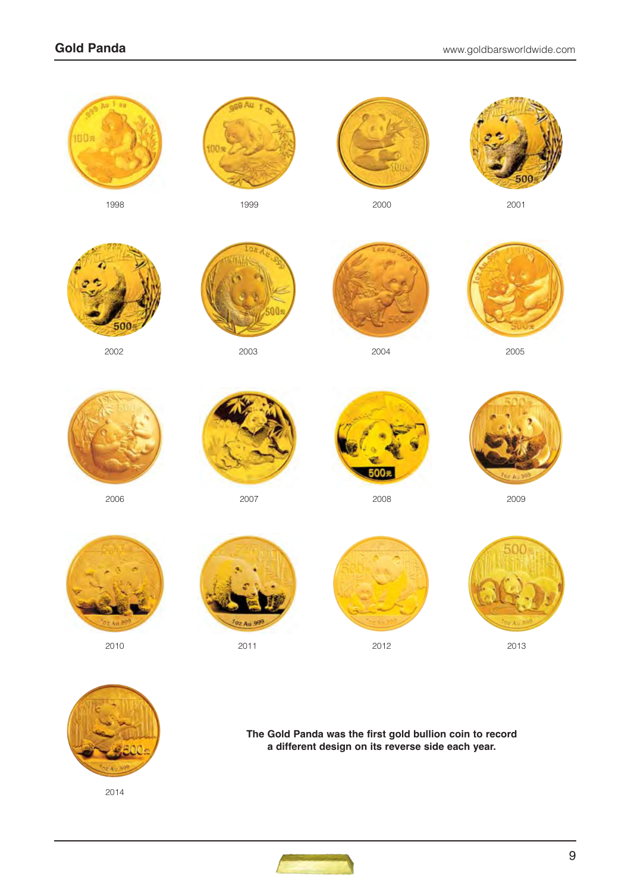1998

1999

2000

2001

2002

2003

2004

2005

2006

2007

2008

2009

2010

2011

2012

2013

2014

**The Gold Panda was the first gold bullion coin to record a different design on its reverse side each year.**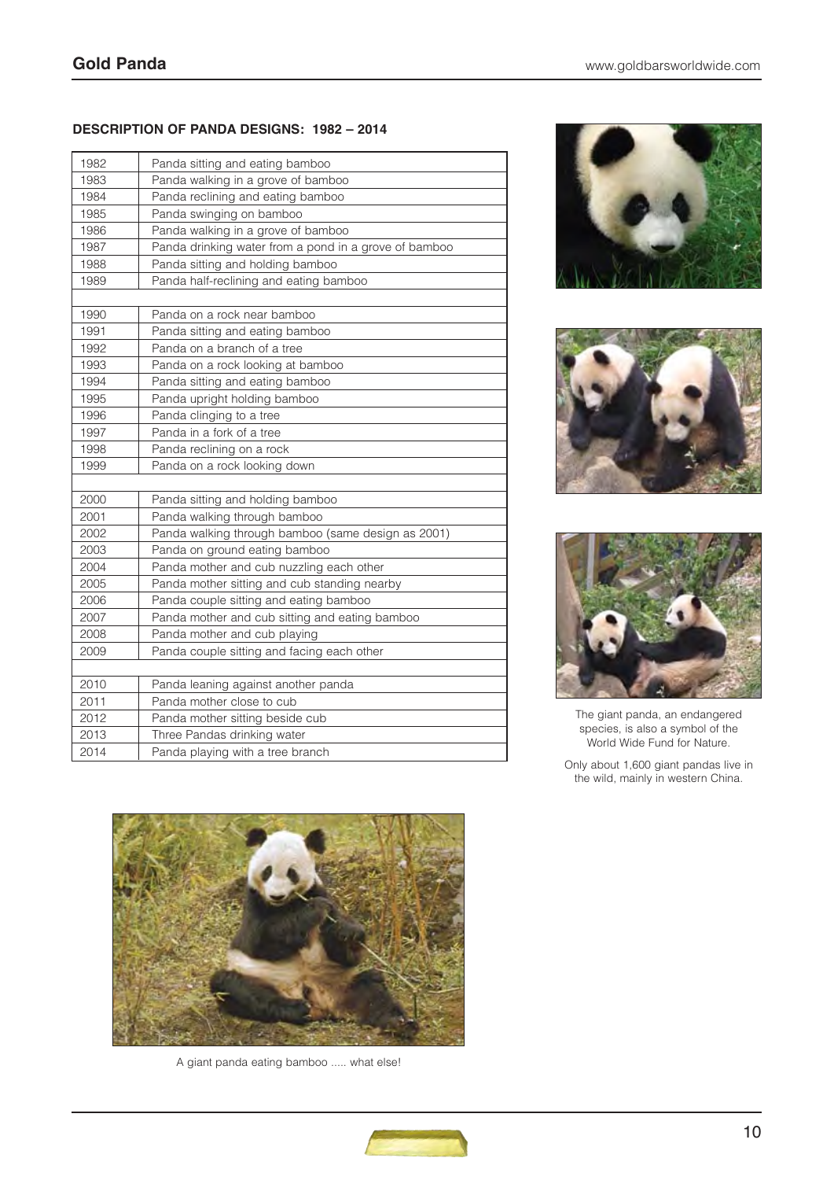## DESCRIPTION OF PANDA DESIGNS: 1982 – 2014

| Year | Design |
|---|---|
| 1982 | Panda sitting and eating bamboo |
| 1983 | Panda walking in a grove of bamboo |
| 1984 | Panda reclining and eating bamboo |
| 1985 | Panda swinging on bamboo |
| 1986 | Panda walking in a grove of bamboo |
| 1987 | Panda drinking water from a pond in a grove of bamboo |
| 1988 | Panda sitting and holding bamboo |
| 1989 | Panda half-reclining and eating bamboo |
| | |
| 1990 | Panda on a rock near bamboo |
| 1991 | Panda sitting and eating bamboo |
| 1992 | Panda on a branch of a tree |
| 1993 | Panda on a rock looking at bamboo |
| 1994 | Panda sitting and eating bamboo |
| 1995 | Panda upright holding bamboo |
| 1996 | Panda clinging to a tree |
| 1997 | Panda in a fork of a tree |
| 1998 | Panda reclining on a rock |
| 1999 | Panda on a rock looking down |
| | |
| 2000 | Panda sitting and holding bamboo |
| 2001 | Panda walking through bamboo |
| 2002 | Panda walking through bamboo (same design as 2001) |
| 2003 | Panda on ground eating bamboo |
| 2004 | Panda mother and cub nuzzling each other |
| 2005 | Panda mother sitting and cub standing nearby |
| 2006 | Panda couple sitting and eating bamboo |
| 2007 | Panda mother and cub sitting and eating bamboo |
| 2008 | Panda mother and cub playing |
| 2009 | Panda couple sitting and facing each other |
| | |
| 2010 | Panda leaning against another panda |
| 2011 | Panda mother close to cub |
| 2012 | Panda mother sitting beside cub |
| 2013 | Three Pandas drinking water |
| 2014 | Panda playing with a tree branch |

The giant panda, an endangered species, is also a symbol of the World Wide Fund for Nature.

Only about 1,600 giant pandas live in the wild, mainly in western China.

A giant panda eating bamboo ..... what else!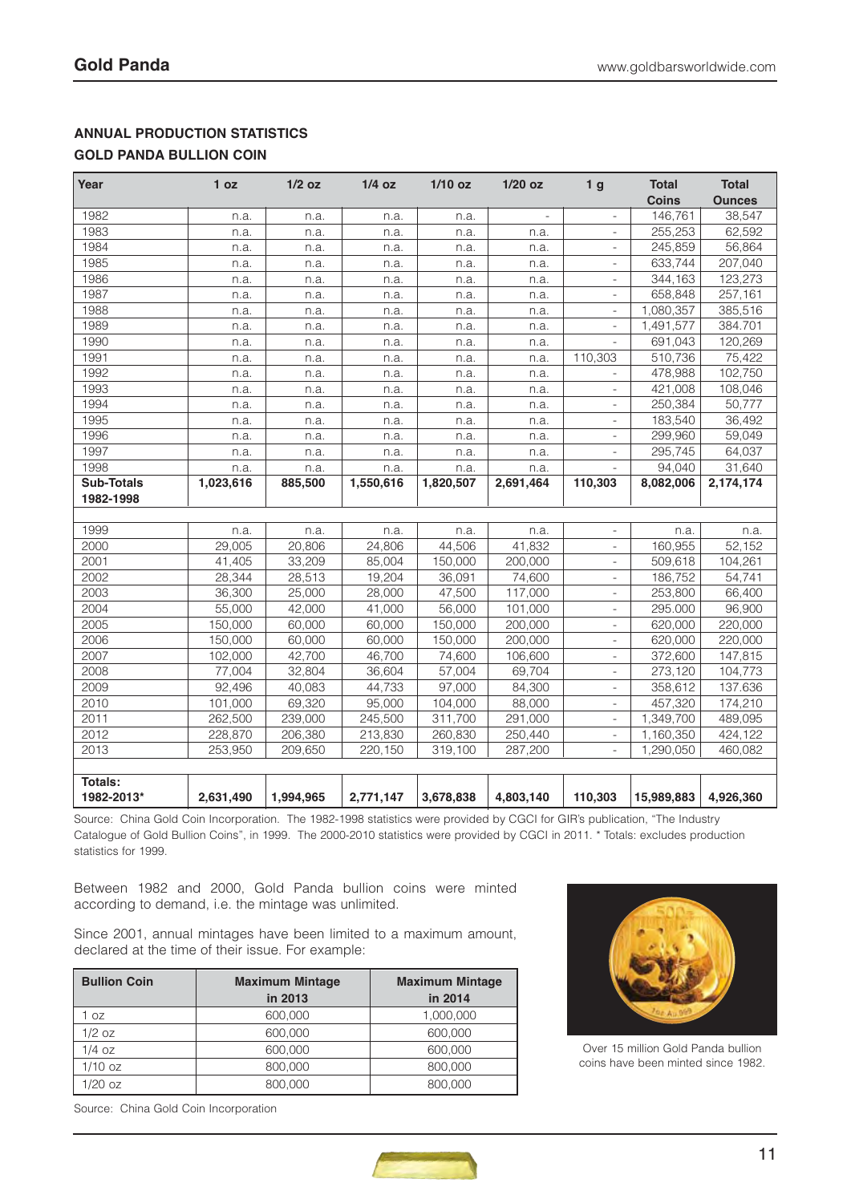## ANNUAL PRODUCTION STATISTICS

## GOLD PANDA BULLION COIN

| Year | 1 oz | 1/2 oz | 1/4 oz | 1/10 oz | 1/20 oz | 1 g | Total Coins | Total Ounces |
|---|---|---|---|---|---|---|---|---|
| 1982 | n.a. | n.a. | n.a. | n.a. | - | - | 146,761 | 38,547 |
| 1983 | n.a. | n.a. | n.a. | n.a. | n.a. | - | 255,253 | 62,592 |
| 1984 | n.a. | n.a. | n.a. | n.a. | n.a. | - | 245,859 | 56,864 |
| 1985 | n.a. | n.a. | n.a. | n.a. | n.a. | - | 633,744 | 207,040 |
| 1986 | n.a. | n.a. | n.a. | n.a. | n.a. | - | 344,163 | 123,273 |
| 1987 | n.a. | n.a. | n.a. | n.a. | n.a. | - | 658,848 | 257,161 |
| 1988 | n.a. | n.a. | n.a. | n.a. | n.a. | - | 1,080,357 | 385,516 |
| 1989 | n.a. | n.a. | n.a. | n.a. | n.a. | - | 1,491,577 | 384.701 |
| 1990 | n.a. | n.a. | n.a. | n.a. | n.a. | - | 691,043 | 120,269 |
| 1991 | n.a. | n.a. | n.a. | n.a. | n.a. | 110,303 | 510,736 | 75,422 |
| 1992 | n.a. | n.a. | n.a. | n.a. | n.a. | - | 478,988 | 102,750 |
| 1993 | n.a. | n.a. | n.a. | n.a. | n.a. | - | 421,008 | 108,046 |
| 1994 | n.a. | n.a. | n.a. | n.a. | n.a. | - | 250,384 | 50,777 |
| 1995 | n.a. | n.a. | n.a. | n.a. | n.a. | - | 183,540 | 36,492 |
| 1996 | n.a. | n.a. | n.a. | n.a. | n.a. | - | 299,960 | 59,049 |
| 1997 | n.a. | n.a. | n.a. | n.a. | n.a. | - | 295,745 | 64,037 |
| 1998 | n.a. | n.a. | n.a. | n.a. | n.a. | - | 94,040 | 31,640 |
| **Sub-Totals 1982-1998** | **1,023,616** | **885,500** | **1,550,616** | **1,820,507** | **2,691,464** | **110,303** | **8,082,006** | **2,174,174** |
| | | | | | | | | |
| 1999 | n.a. | n.a. | n.a. | n.a. | n.a. | - | n.a. | n.a. |
| 2000 | 29,005 | 20,806 | 24,806 | 44,506 | 41,832 | - | 160,955 | 52,152 |
| 2001 | 41,405 | 33,209 | 85,004 | 150,000 | 200,000 | - | 509,618 | 104,261 |
| 2002 | 28,344 | 28,513 | 19,204 | 36,091 | 74,600 | - | 186,752 | 54,741 |
| 2003 | 36,300 | 25,000 | 28,000 | 47,500 | 117,000 | - | 253,800 | 66,400 |
| 2004 | 55,000 | 42,000 | 41,000 | 56,000 | 101,000 | - | 295.000 | 96,900 |
| 2005 | 150,000 | 60,000 | 60,000 | 150,000 | 200,000 | - | 620,000 | 220,000 |
| 2006 | 150,000 | 60,000 | 60,000 | 150,000 | 200,000 | - | 620,000 | 220,000 |
| 2007 | 102,000 | 42,700 | 46,700 | 74,600 | 106,600 | - | 372,600 | 147,815 |
| 2008 | 77,004 | 32,804 | 36,604 | 57,004 | 69,704 | - | 273,120 | 104,773 |
| 2009 | 92,496 | 40,083 | 44,733 | 97,000 | 84,300 | - | 358,612 | 137.636 |
| 2010 | 101,000 | 69,320 | 95,000 | 104,000 | 88,000 | - | 457,320 | 174,210 |
| 2011 | 262,500 | 239,000 | 245,500 | 311,700 | 291,000 | - | 1,349,700 | 489,095 |
| 2012 | 228,870 | 206,380 | 213,830 | 260,830 | 250,440 | - | 1,160,350 | 424,122 |
| 2013 | 253,950 | 209,650 | 220,150 | 319,100 | 287,200 | - | 1,290,050 | 460,082 |
| | | | | | | | | |
| **Totals: 1982-2013*** | **2,631,490** | **1,994,965** | **2,771,147** | **3,678,838** | **4,803,140** | **110,303** | **15,989,883** | **4,926,360** |

Source: China Gold Coin Incorporation. The 1982-1998 statistics were provided by CGCI for GIR's publication, "The Industry Catalogue of Gold Bullion Coins", in 1999. The 2000-2010 statistics were provided by CGCI in 2011. * Totals: excludes production statistics for 1999.

Between 1982 and 2000, Gold Panda bullion coins were minted according to demand, i.e. the mintage was unlimited.

Since 2001, annual mintages have been limited to a maximum amount, declared at the time of their issue. For example:

| Bullion Coin | Maximum Mintage in 2013 | Maximum Mintage in 2014 |
|---|---|---|
| 1 oz | 600,000 | 1,000,000 |
| 1/2 oz | 600,000 | 600,000 |
| 1/4 oz | 600,000 | 600,000 |
| 1/10 oz | 800,000 | 800,000 |
| 1/20 oz | 800,000 | 800,000 |

Source: China Gold Coin Incorporation

Over 15 million Gold Panda bullion coins have been minted since 1982.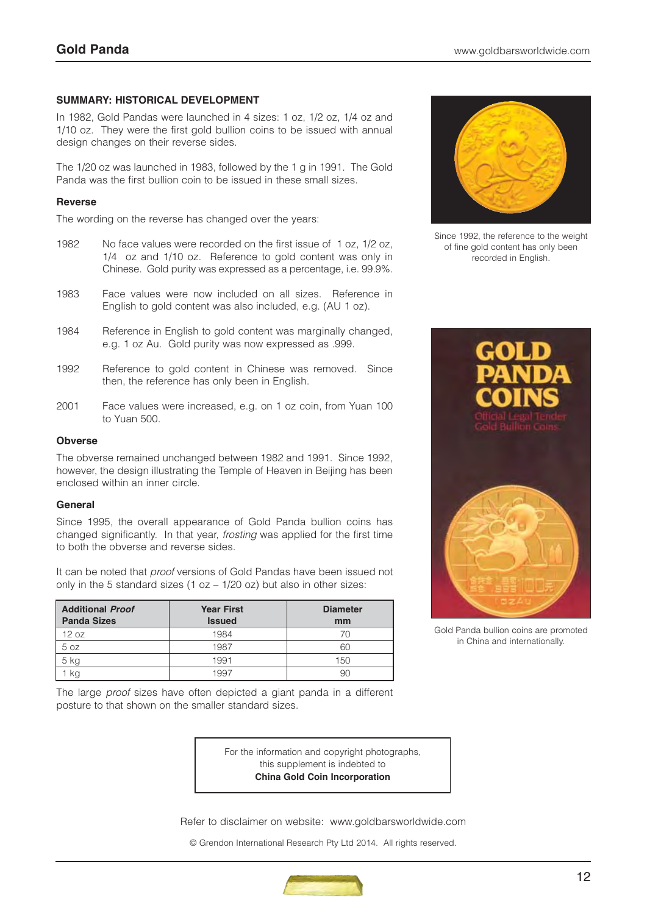## SUMMARY: HISTORICAL DEVELOPMENT

In 1982, Gold Pandas were launched in 4 sizes: 1 oz, 1/2 oz, 1/4 oz and 1/10 oz. They were the first gold bullion coins to be issued with annual design changes on their reverse sides.

The 1/20 oz was launched in 1983, followed by the 1 g in 1991. The Gold Panda was the first bullion coin to be issued in these small sizes.

### Reverse

The wording on the reverse has changed over the years:

1982 No face values were recorded on the first issue of 1 oz, 1/2 oz, 1/4 oz and 1/10 oz. Reference to gold content was only in Chinese. Gold purity was expressed as a percentage, i.e. 99.9%.

1983 Face values were now included on all sizes. Reference in English to gold content was also included, e.g. (AU 1 oz).

1984 Reference in English to gold content was marginally changed, e.g. 1 oz Au. Gold purity was now expressed as .999.

1992 Reference to gold content in Chinese was removed. Since then, the reference has only been in English.

2001 Face values were increased, e.g. on 1 oz coin, from Yuan 100 to Yuan 500.

### Obverse

The obverse remained unchanged between 1982 and 1991. Since 1992, however, the design illustrating the Temple of Heaven in Beijing has been enclosed within an inner circle.

### General

Since 1995, the overall appearance of Gold Panda bullion coins has changed significantly. In that year, *frosting* was applied for the first time to both the obverse and reverse sides.

It can be noted that *proof* versions of Gold Pandas have been issued not only in the 5 standard sizes (1 oz – 1/20 oz) but also in other sizes:

| Additional *Proof* Panda Sizes | Year First Issued | Diameter mm |
|---|---|---|
| 12 oz | 1984 | 70 |
| 5 oz | 1987 | 60 |
| 5 kg | 1991 | 150 |
| 1 kg | 1997 | 90 |

The large *proof* sizes have often depicted a giant panda in a different posture to that shown on the smaller standard sizes.

Since 1992, the reference to the weight of fine gold content has only been recorded in English.

GOLD PANDA COINS
Official Legal Tender Gold Bullion Coins

Gold Panda bullion coins are promoted in China and internationally.

For the information and copyright photographs, this supplement is indebted to **China Gold Coin Incorporation**

Refer to disclaimer on website: www.goldbarsworldwide.com

© Grendon International Research Pty Ltd 2014. All rights reserved.